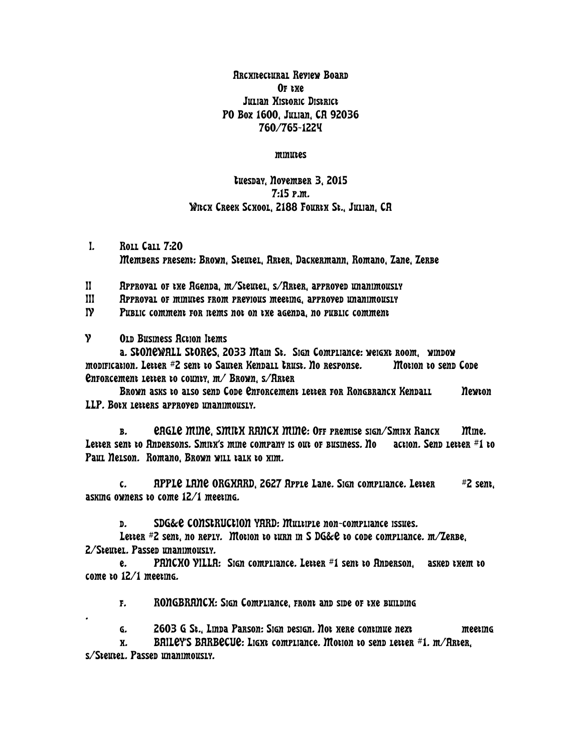# Architectural Review Board
# Of the
# Julian Historic District

PO Box 1600, Julian, CA 92036
760/765-1224

**minutes**

**Tuesday, November 3, 2015**
**7:15 p.m.**
**Witch Creek School, 2188 Fourth St., Julian, CA**

I. Roll Call 7:20
Members present: Brown, Steutel, Arter, Dackermann, Romano, Zane, Zerbe

II Approval of the Agenda, m/Steutel, s/Arter, approved unanimously

III Approval of minutes from previous meeting, approved unanimously

IV Public comment for items not on the agenda, no public comment

V Old Business Action Items

a. STONEWALL STORES, 2033 Main St. Sign Compliance: weight room, window modification. Letter #2 sent to Sauter Kendall trust. No response. Motion to send Code Enforcement letter to county, m/ Brown, s/Arter

Brown asks to also send Code Enforcement letter for Rongbranch Kendall Newton LLP. Both letters approved unanimously.

b. EAGLE MINE, SMITH RANCH MINE: Off premise sign/Smith Ranch Mine. Letter sent to Andersons. Smith's mine company is out of business. No action. Send letter #1 to Paul Nelson. Romano, Brown will talk to him.

c. APPLE LANE ORCHARD, 2627 Apple Lane. Sign compliance. Letter #2 sent, asking owners to come 12/1 meeting.

d. SDG&E CONSTRUCTION YARD: Multiple non-compliance issues.

Letter #2 sent, no reply. Motion to turn in S DG&E to code compliance. m/Zerbe, 2/Steutel. Passed unanimously.

e. PANCHO VILLA: Sign compliance. Letter #1 sent to Anderson, asked them to come to 12/1 meeting.

f. RONGBRANCH: Sign Compliance, front and side of the building

g. 2603 G St., Linda Parson: Sign design. Not here continue next meeting

h. BAILEY'S BARBECUE: Light compliance. Motion to send letter #1. m/Arter, s/Steutel. Passed unanimously.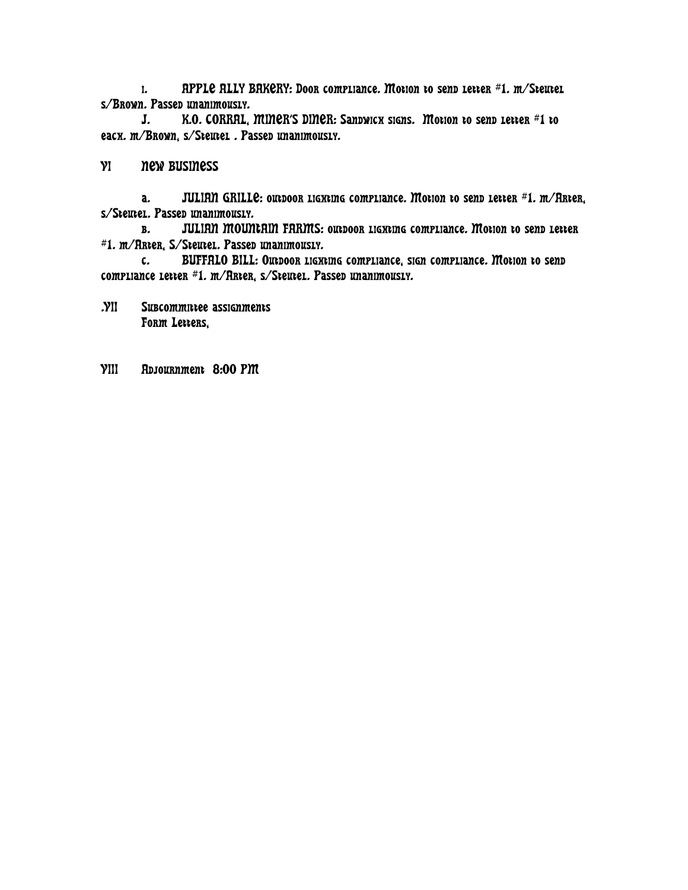I. APPLE ALLY BAKERY: Door compliance. Motion to send letter #1. m/Steutel s/Brown. Passed unanimously.

J. K.O. CORRAL, MINER'S DINER: Sandwich signs. Motion to send letter #1 to each. m/Brown, s/Steutel . Passed unanimously.

## VI New Business

a. JULIAN GRILLE: outdoor lighting compliance. Motion to send letter #1. m/Arter, s/Steutel. Passed unanimously.

b. JULIAN MOUNTAIN FARMS: outdoor lighting compliance. Motion to send letter #1. m/Arter, S/Steutel. Passed unanimously.

c. BUFFALO BILL: Outdoor lighting compliance, sign compliance. Motion to send compliance letter #1. m/Arter, s/Steutel. Passed unanimously.

.VII Subcommittee assignments
Form Letters,

VIII Adjournment 8:00 PM